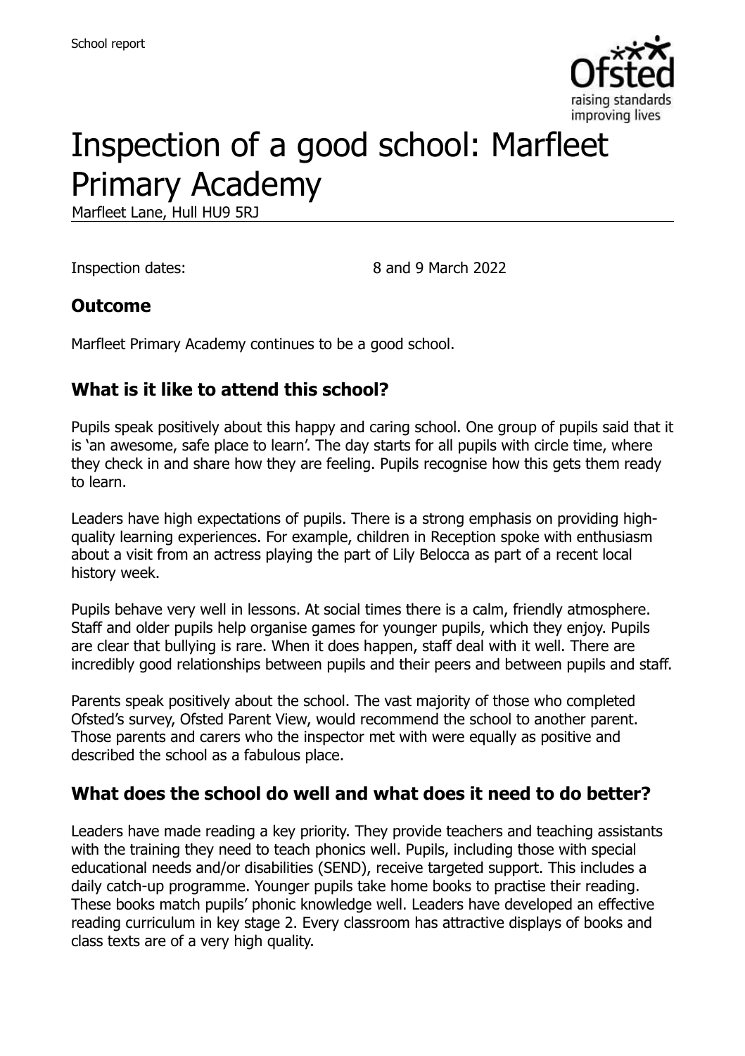# Inspection of a good school: Marfleet Primary Academy

Marfleet Lane, Hull HU9 5RJ

Inspection dates: 8 and 9 March 2022

## Outcome

Marfleet Primary Academy continues to be a good school.

## What is it like to attend this school?

Pupils speak positively about this happy and caring school. One group of pupils said that it is 'an awesome, safe place to learn'. The day starts for all pupils with circle time, where they check in and share how they are feeling. Pupils recognise how this gets them ready to learn.

Leaders have high expectations of pupils. There is a strong emphasis on providing high-quality learning experiences. For example, children in Reception spoke with enthusiasm about a visit from an actress playing the part of Lily Belocca as part of a recent local history week.

Pupils behave very well in lessons. At social times there is a calm, friendly atmosphere. Staff and older pupils help organise games for younger pupils, which they enjoy. Pupils are clear that bullying is rare. When it does happen, staff deal with it well. There are incredibly good relationships between pupils and their peers and between pupils and staff.

Parents speak positively about the school. The vast majority of those who completed Ofsted's survey, Ofsted Parent View, would recommend the school to another parent. Those parents and carers who the inspector met with were equally as positive and described the school as a fabulous place.

## What does the school do well and what does it need to do better?

Leaders have made reading a key priority. They provide teachers and teaching assistants with the training they need to teach phonics well. Pupils, including those with special educational needs and/or disabilities (SEND), receive targeted support. This includes a daily catch-up programme. Younger pupils take home books to practise their reading. These books match pupils' phonic knowledge well. Leaders have developed an effective reading curriculum in key stage 2. Every classroom has attractive displays of books and class texts are of a very high quality.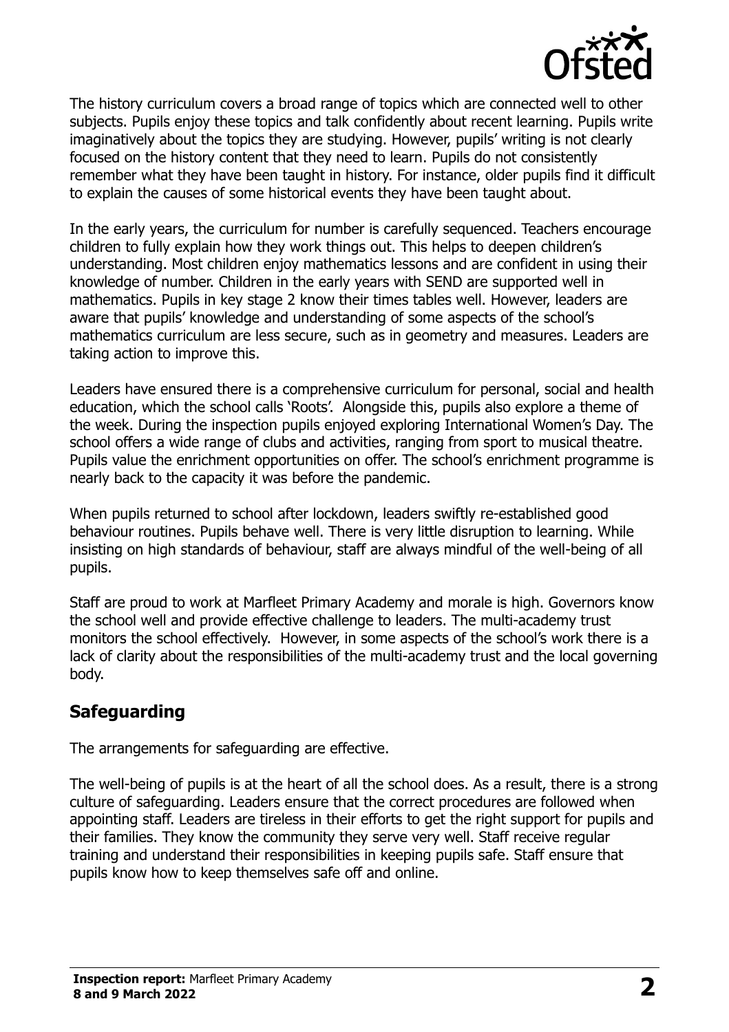The history curriculum covers a broad range of topics which are connected well to other subjects. Pupils enjoy these topics and talk confidently about recent learning. Pupils write imaginatively about the topics they are studying. However, pupils' writing is not clearly focused on the history content that they need to learn. Pupils do not consistently remember what they have been taught in history. For instance, older pupils find it difficult to explain the causes of some historical events they have been taught about.

In the early years, the curriculum for number is carefully sequenced. Teachers encourage children to fully explain how they work things out. This helps to deepen children's understanding. Most children enjoy mathematics lessons and are confident in using their knowledge of number. Children in the early years with SEND are supported well in mathematics. Pupils in key stage 2 know their times tables well. However, leaders are aware that pupils' knowledge and understanding of some aspects of the school's mathematics curriculum are less secure, such as in geometry and measures. Leaders are taking action to improve this.

Leaders have ensured there is a comprehensive curriculum for personal, social and health education, which the school calls 'Roots'. Alongside this, pupils also explore a theme of the week. During the inspection pupils enjoyed exploring International Women's Day. The school offers a wide range of clubs and activities, ranging from sport to musical theatre. Pupils value the enrichment opportunities on offer. The school's enrichment programme is nearly back to the capacity it was before the pandemic.

When pupils returned to school after lockdown, leaders swiftly re-established good behaviour routines. Pupils behave well. There is very little disruption to learning. While insisting on high standards of behaviour, staff are always mindful of the well-being of all pupils.

Staff are proud to work at Marfleet Primary Academy and morale is high. Governors know the school well and provide effective challenge to leaders. The multi-academy trust monitors the school effectively. However, in some aspects of the school's work there is a lack of clarity about the responsibilities of the multi-academy trust and the local governing body.

## Safeguarding

The arrangements for safeguarding are effective.

The well-being of pupils is at the heart of all the school does. As a result, there is a strong culture of safeguarding. Leaders ensure that the correct procedures are followed when appointing staff. Leaders are tireless in their efforts to get the right support for pupils and their families. They know the community they serve very well. Staff receive regular training and understand their responsibilities in keeping pupils safe. Staff ensure that pupils know how to keep themselves safe off and online.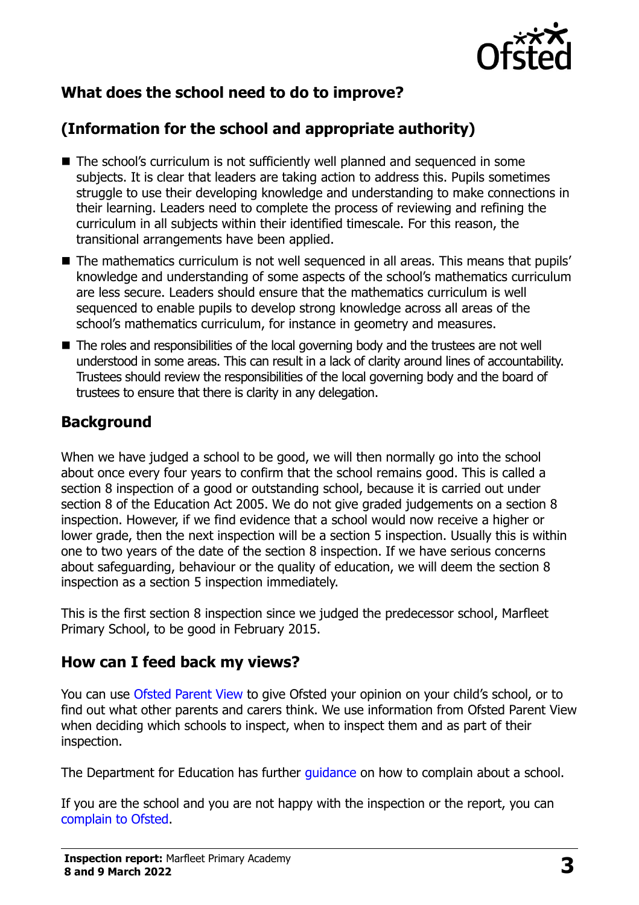## What does the school need to do to improve?

## (Information for the school and appropriate authority)

- The school's curriculum is not sufficiently well planned and sequenced in some subjects. It is clear that leaders are taking action to address this. Pupils sometimes struggle to use their developing knowledge and understanding to make connections in their learning. Leaders need to complete the process of reviewing and refining the curriculum in all subjects within their identified timescale. For this reason, the transitional arrangements have been applied.
- The mathematics curriculum is not well sequenced in all areas. This means that pupils' knowledge and understanding of some aspects of the school's mathematics curriculum are less secure. Leaders should ensure that the mathematics curriculum is well sequenced to enable pupils to develop strong knowledge across all areas of the school's mathematics curriculum, for instance in geometry and measures.
- The roles and responsibilities of the local governing body and the trustees are not well understood in some areas. This can result in a lack of clarity around lines of accountability. Trustees should review the responsibilities of the local governing body and the board of trustees to ensure that there is clarity in any delegation.

## Background

When we have judged a school to be good, we will then normally go into the school about once every four years to confirm that the school remains good. This is called a section 8 inspection of a good or outstanding school, because it is carried out under section 8 of the Education Act 2005. We do not give graded judgements on a section 8 inspection. However, if we find evidence that a school would now receive a higher or lower grade, then the next inspection will be a section 5 inspection. Usually this is within one to two years of the date of the section 8 inspection. If we have serious concerns about safeguarding, behaviour or the quality of education, we will deem the section 8 inspection as a section 5 inspection immediately.

This is the first section 8 inspection since we judged the predecessor school, Marfleet Primary School, to be good in February 2015.

## How can I feed back my views?

You can use Ofsted Parent View to give Ofsted your opinion on your child's school, or to find out what other parents and carers think. We use information from Ofsted Parent View when deciding which schools to inspect, when to inspect them and as part of their inspection.

The Department for Education has further guidance on how to complain about a school.

If you are the school and you are not happy with the inspection or the report, you can complain to Ofsted.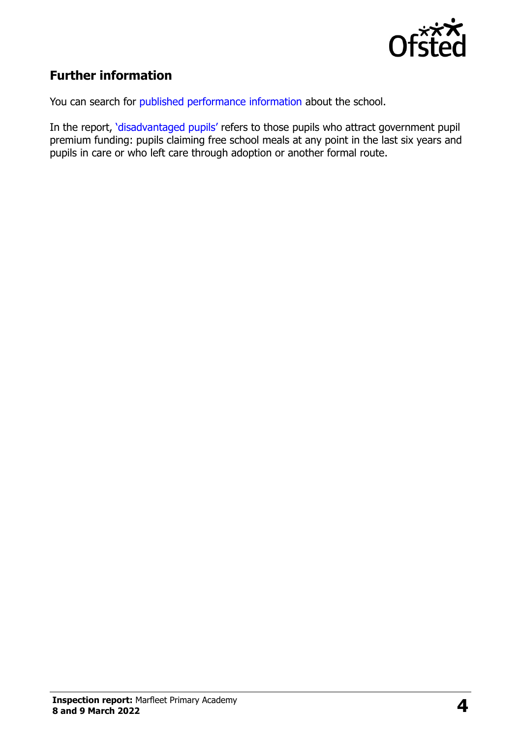## Further information

You can search for published performance information about the school.

In the report, 'disadvantaged pupils' refers to those pupils who attract government pupil premium funding: pupils claiming free school meals at any point in the last six years and pupils in care or who left care through adoption or another formal route.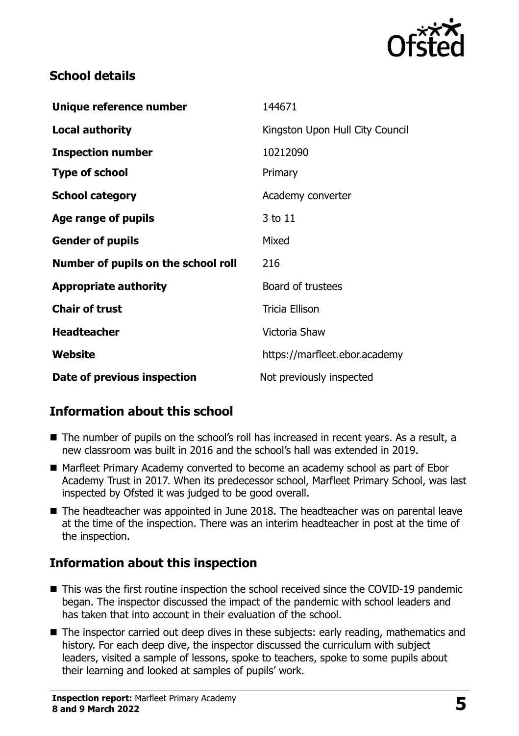## School details

| Unique reference number | 144671 |
| --- | --- |
| Local authority | Kingston Upon Hull City Council |
| Inspection number | 10212090 |
| Type of school | Primary |
| School category | Academy converter |
| Age range of pupils | 3 to 11 |
| Gender of pupils | Mixed |
| Number of pupils on the school roll | 216 |
| Appropriate authority | Board of trustees |
| Chair of trust | Tricia Ellison |
| Headteacher | Victoria Shaw |
| Website | https://marfleet.ebor.academy |
| Date of previous inspection | Not previously inspected |

## Information about this school

- The number of pupils on the school's roll has increased in recent years. As a result, a new classroom was built in 2016 and the school's hall was extended in 2019.
- Marfleet Primary Academy converted to become an academy school as part of Ebor Academy Trust in 2017. When its predecessor school, Marfleet Primary School, was last inspected by Ofsted it was judged to be good overall.
- The headteacher was appointed in June 2018. The headteacher was on parental leave at the time of the inspection. There was an interim headteacher in post at the time of the inspection.

## Information about this inspection

- This was the first routine inspection the school received since the COVID-19 pandemic began. The inspector discussed the impact of the pandemic with school leaders and has taken that into account in their evaluation of the school.
- The inspector carried out deep dives in these subjects: early reading, mathematics and history. For each deep dive, the inspector discussed the curriculum with subject leaders, visited a sample of lessons, spoke to teachers, spoke to some pupils about their learning and looked at samples of pupils' work.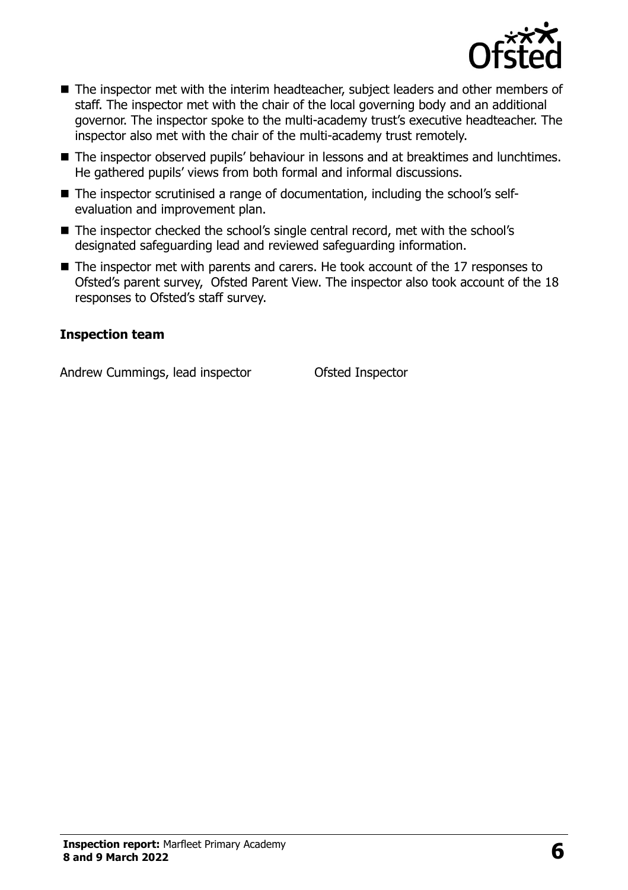- The inspector met with the interim headteacher, subject leaders and other members of staff. The inspector met with the chair of the local governing body and an additional governor. The inspector spoke to the multi-academy trust's executive headteacher. The inspector also met with the chair of the multi-academy trust remotely.
- The inspector observed pupils' behaviour in lessons and at breaktimes and lunchtimes. He gathered pupils' views from both formal and informal discussions.
- The inspector scrutinised a range of documentation, including the school's self-evaluation and improvement plan.
- The inspector checked the school's single central record, met with the school's designated safeguarding lead and reviewed safeguarding information.
- The inspector met with parents and carers. He took account of the 17 responses to Ofsted's parent survey, Ofsted Parent View. The inspector also took account of the 18 responses to Ofsted's staff survey.

### Inspection team

| | |
|---|---|
| Andrew Cummings, lead inspector | Ofsted Inspector |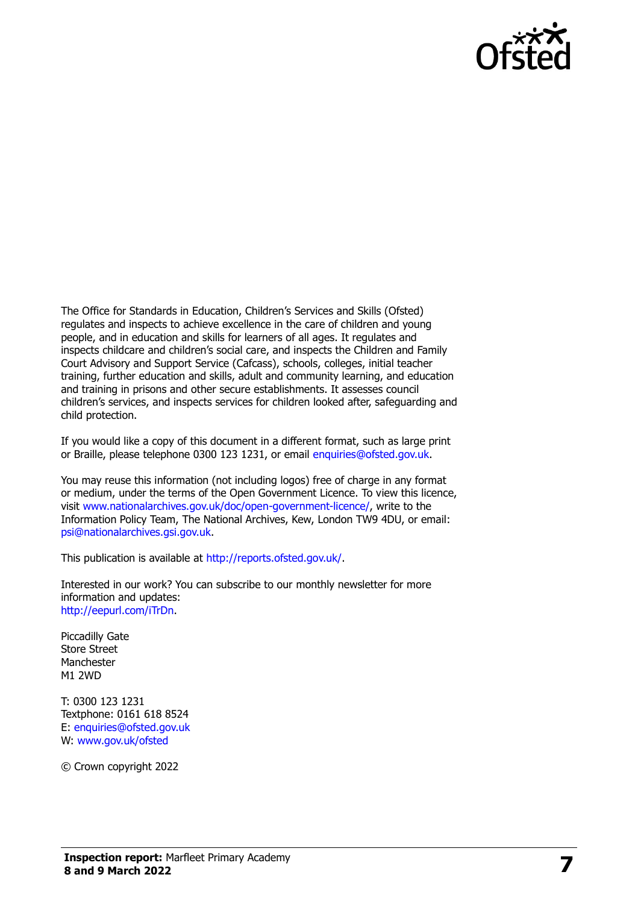The Office for Standards in Education, Children's Services and Skills (Ofsted) regulates and inspects to achieve excellence in the care of children and young people, and in education and skills for learners of all ages. It regulates and inspects childcare and children's social care, and inspects the Children and Family Court Advisory and Support Service (Cafcass), schools, colleges, initial teacher training, further education and skills, adult and community learning, and education and training in prisons and other secure establishments. It assesses council children's services, and inspects services for children looked after, safeguarding and child protection.

If you would like a copy of this document in a different format, such as large print or Braille, please telephone 0300 123 1231, or email enquiries@ofsted.gov.uk.

You may reuse this information (not including logos) free of charge in any format or medium, under the terms of the Open Government Licence. To view this licence, visit www.nationalarchives.gov.uk/doc/open-government-licence/, write to the Information Policy Team, The National Archives, Kew, London TW9 4DU, or email: psi@nationalarchives.gsi.gov.uk.

This publication is available at http://reports.ofsted.gov.uk/.

Interested in our work? You can subscribe to our monthly newsletter for more information and updates:
http://eepurl.com/iTrDn.

Piccadilly Gate
Store Street
Manchester
M1 2WD

T: 0300 123 1231
Textphone: 0161 618 8524
E: enquiries@ofsted.gov.uk
W: www.gov.uk/ofsted

© Crown copyright 2022